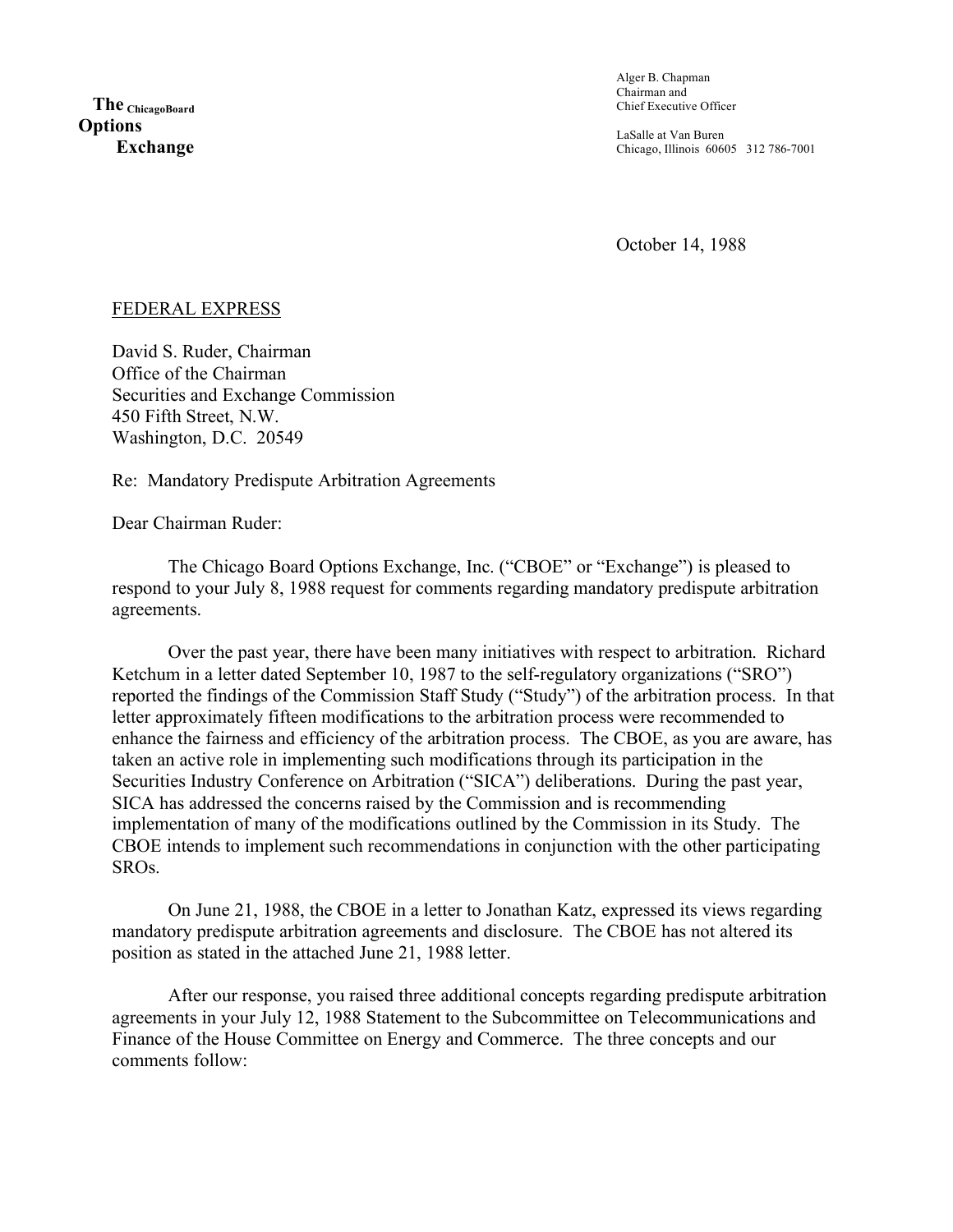**The** ChicagoBoard
**Options**
**Exchange**

Alger B. Chapman
Chairman and
Chief Executive Officer

LaSalle at Van Buren
Chicago, Illinois 60605 312 786-7001

October 14, 1988

FEDERAL EXPRESS

David S. Ruder, Chairman
Office of the Chairman
Securities and Exchange Commission
450 Fifth Street, N.W.
Washington, D.C. 20549

Re: Mandatory Predispute Arbitration Agreements

Dear Chairman Ruder:

The Chicago Board Options Exchange, Inc. ("CBOE" or "Exchange") is pleased to respond to your July 8, 1988 request for comments regarding mandatory predispute arbitration agreements.

Over the past year, there have been many initiatives with respect to arbitration. Richard Ketchum in a letter dated September 10, 1987 to the self-regulatory organizations ("SRO") reported the findings of the Commission Staff Study ("Study") of the arbitration process. In that letter approximately fifteen modifications to the arbitration process were recommended to enhance the fairness and efficiency of the arbitration process. The CBOE, as you are aware, has taken an active role in implementing such modifications through its participation in the Securities Industry Conference on Arbitration ("SICA") deliberations. During the past year, SICA has addressed the concerns raised by the Commission and is recommending implementation of many of the modifications outlined by the Commission in its Study. The CBOE intends to implement such recommendations in conjunction with the other participating SROs.

On June 21, 1988, the CBOE in a letter to Jonathan Katz, expressed its views regarding mandatory predispute arbitration agreements and disclosure. The CBOE has not altered its position as stated in the attached June 21, 1988 letter.

After our response, you raised three additional concepts regarding predispute arbitration agreements in your July 12, 1988 Statement to the Subcommittee on Telecommunications and Finance of the House Committee on Energy and Commerce. The three concepts and our comments follow: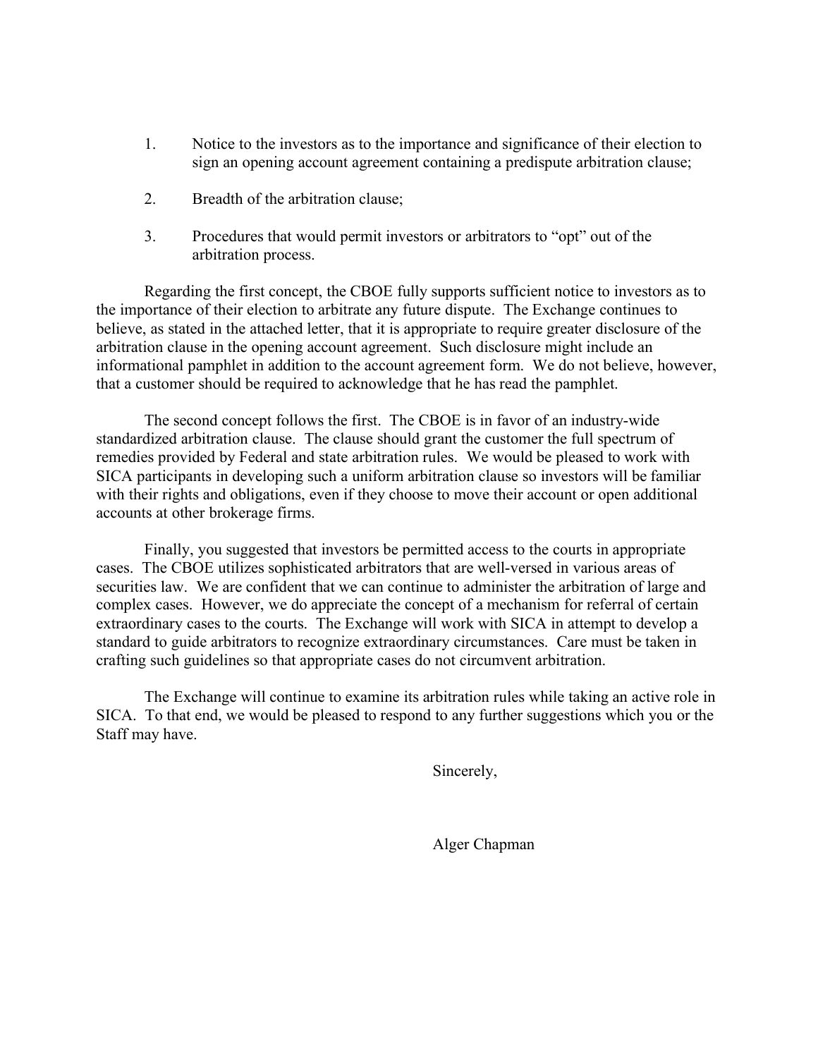1. Notice to the investors as to the importance and significance of their election to sign an opening account agreement containing a predispute arbitration clause;

2. Breadth of the arbitration clause;

3. Procedures that would permit investors or arbitrators to "opt" out of the arbitration process.

Regarding the first concept, the CBOE fully supports sufficient notice to investors as to the importance of their election to arbitrate any future dispute. The Exchange continues to believe, as stated in the attached letter, that it is appropriate to require greater disclosure of the arbitration clause in the opening account agreement. Such disclosure might include an informational pamphlet in addition to the account agreement form. We do not believe, however, that a customer should be required to acknowledge that he has read the pamphlet.

The second concept follows the first. The CBOE is in favor of an industry-wide standardized arbitration clause. The clause should grant the customer the full spectrum of remedies provided by Federal and state arbitration rules. We would be pleased to work with SICA participants in developing such a uniform arbitration clause so investors will be familiar with their rights and obligations, even if they choose to move their account or open additional accounts at other brokerage firms.

Finally, you suggested that investors be permitted access to the courts in appropriate cases. The CBOE utilizes sophisticated arbitrators that are well-versed in various areas of securities law. We are confident that we can continue to administer the arbitration of large and complex cases. However, we do appreciate the concept of a mechanism for referral of certain extraordinary cases to the courts. The Exchange will work with SICA in attempt to develop a standard to guide arbitrators to recognize extraordinary circumstances. Care must be taken in crafting such guidelines so that appropriate cases do not circumvent arbitration.

The Exchange will continue to examine its arbitration rules while taking an active role in SICA. To that end, we would be pleased to respond to any further suggestions which you or the Staff may have.

Sincerely,

Alger Chapman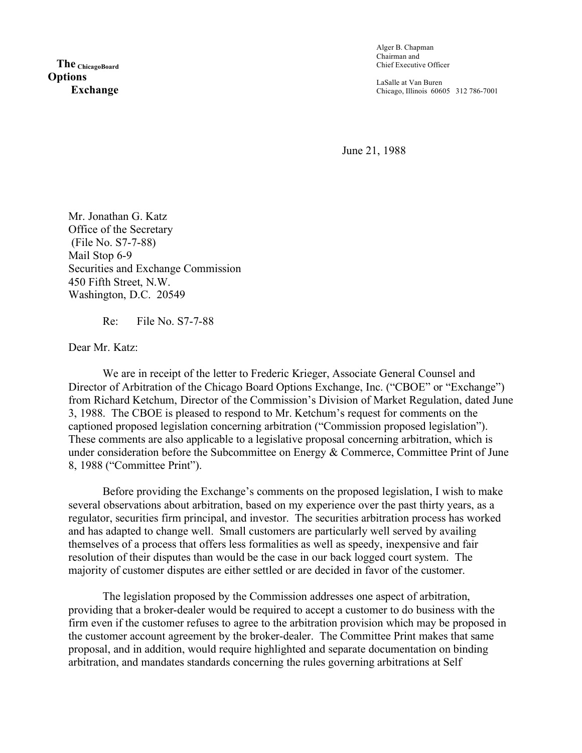**The** ChicagoBoard
**Options**
**Exchange**

Alger B. Chapman
Chairman and
Chief Executive Officer

LaSalle at Van Buren
Chicago, Illinois 60605 312 786-7001

June 21, 1988

Mr. Jonathan G. Katz
Office of the Secretary
(File No. S7-7-88)
Mail Stop 6-9
Securities and Exchange Commission
450 Fifth Street, N.W.
Washington, D.C. 20549

Re: File No. S7-7-88

Dear Mr. Katz:

We are in receipt of the letter to Frederic Krieger, Associate General Counsel and Director of Arbitration of the Chicago Board Options Exchange, Inc. ("CBOE" or "Exchange") from Richard Ketchum, Director of the Commission's Division of Market Regulation, dated June 3, 1988. The CBOE is pleased to respond to Mr. Ketchum's request for comments on the captioned proposed legislation concerning arbitration ("Commission proposed legislation"). These comments are also applicable to a legislative proposal concerning arbitration, which is under consideration before the Subcommittee on Energy & Commerce, Committee Print of June 8, 1988 ("Committee Print").

Before providing the Exchange's comments on the proposed legislation, I wish to make several observations about arbitration, based on my experience over the past thirty years, as a regulator, securities firm principal, and investor. The securities arbitration process has worked and has adapted to change well. Small customers are particularly well served by availing themselves of a process that offers less formalities as well as speedy, inexpensive and fair resolution of their disputes than would be the case in our back logged court system. The majority of customer disputes are either settled or are decided in favor of the customer.

The legislation proposed by the Commission addresses one aspect of arbitration, providing that a broker-dealer would be required to accept a customer to do business with the firm even if the customer refuses to agree to the arbitration provision which may be proposed in the customer account agreement by the broker-dealer. The Committee Print makes that same proposal, and in addition, would require highlighted and separate documentation on binding arbitration, and mandates standards concerning the rules governing arbitrations at Self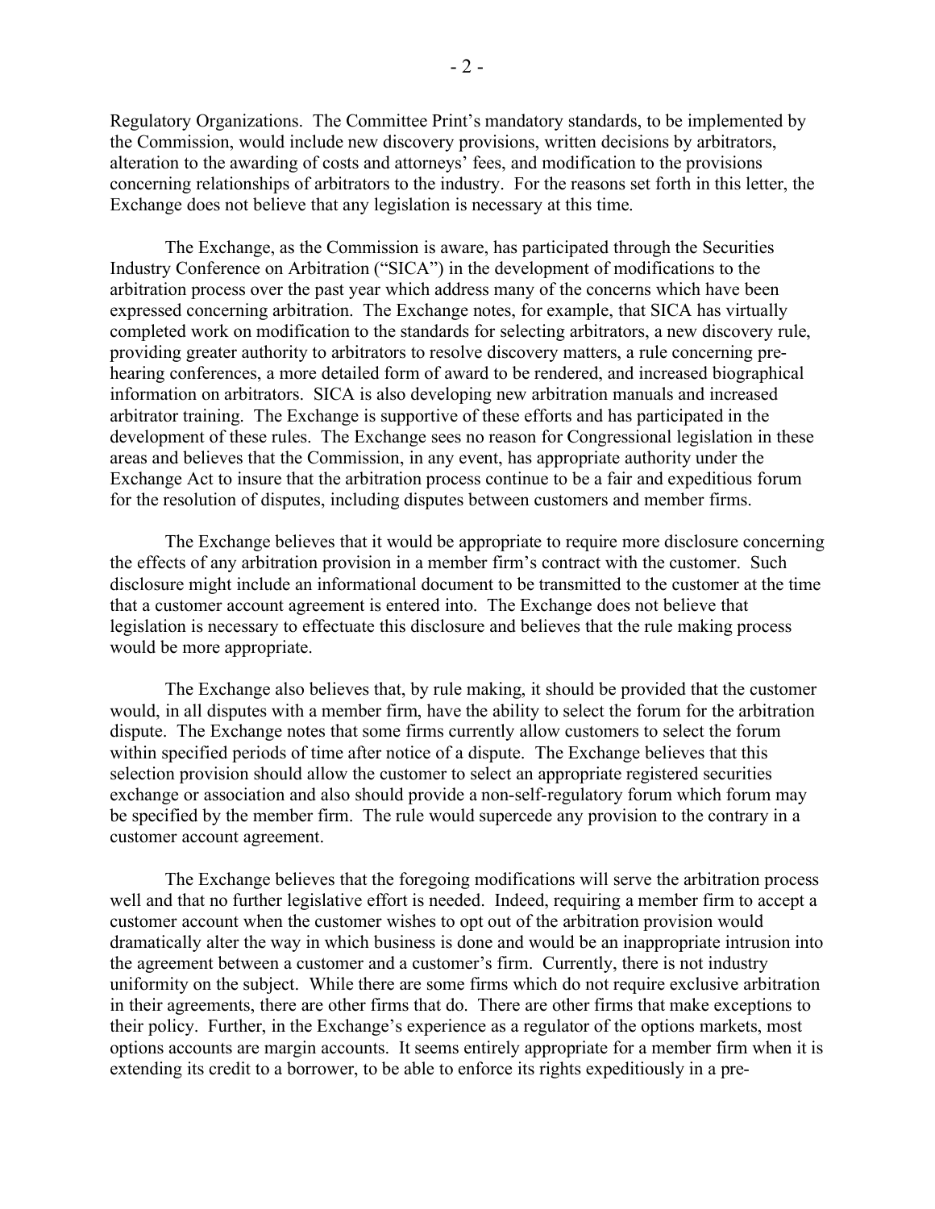Regulatory Organizations. The Committee Print's mandatory standards, to be implemented by the Commission, would include new discovery provisions, written decisions by arbitrators, alteration to the awarding of costs and attorneys' fees, and modification to the provisions concerning relationships of arbitrators to the industry. For the reasons set forth in this letter, the Exchange does not believe that any legislation is necessary at this time.

The Exchange, as the Commission is aware, has participated through the Securities Industry Conference on Arbitration ("SICA") in the development of modifications to the arbitration process over the past year which address many of the concerns which have been expressed concerning arbitration. The Exchange notes, for example, that SICA has virtually completed work on modification to the standards for selecting arbitrators, a new discovery rule, providing greater authority to arbitrators to resolve discovery matters, a rule concerning pre-hearing conferences, a more detailed form of award to be rendered, and increased biographical information on arbitrators. SICA is also developing new arbitration manuals and increased arbitrator training. The Exchange is supportive of these efforts and has participated in the development of these rules. The Exchange sees no reason for Congressional legislation in these areas and believes that the Commission, in any event, has appropriate authority under the Exchange Act to insure that the arbitration process continue to be a fair and expeditious forum for the resolution of disputes, including disputes between customers and member firms.

The Exchange believes that it would be appropriate to require more disclosure concerning the effects of any arbitration provision in a member firm's contract with the customer. Such disclosure might include an informational document to be transmitted to the customer at the time that a customer account agreement is entered into. The Exchange does not believe that legislation is necessary to effectuate this disclosure and believes that the rule making process would be more appropriate.

The Exchange also believes that, by rule making, it should be provided that the customer would, in all disputes with a member firm, have the ability to select the forum for the arbitration dispute. The Exchange notes that some firms currently allow customers to select the forum within specified periods of time after notice of a dispute. The Exchange believes that this selection provision should allow the customer to select an appropriate registered securities exchange or association and also should provide a non-self-regulatory forum which forum may be specified by the member firm. The rule would supercede any provision to the contrary in a customer account agreement.

The Exchange believes that the foregoing modifications will serve the arbitration process well and that no further legislative effort is needed. Indeed, requiring a member firm to accept a customer account when the customer wishes to opt out of the arbitration provision would dramatically alter the way in which business is done and would be an inappropriate intrusion into the agreement between a customer and a customer's firm. Currently, there is not industry uniformity on the subject. While there are some firms which do not require exclusive arbitration in their agreements, there are other firms that do. There are other firms that make exceptions to their policy. Further, in the Exchange's experience as a regulator of the options markets, most options accounts are margin accounts. It seems entirely appropriate for a member firm when it is extending its credit to a borrower, to be able to enforce its rights expeditiously in a pre-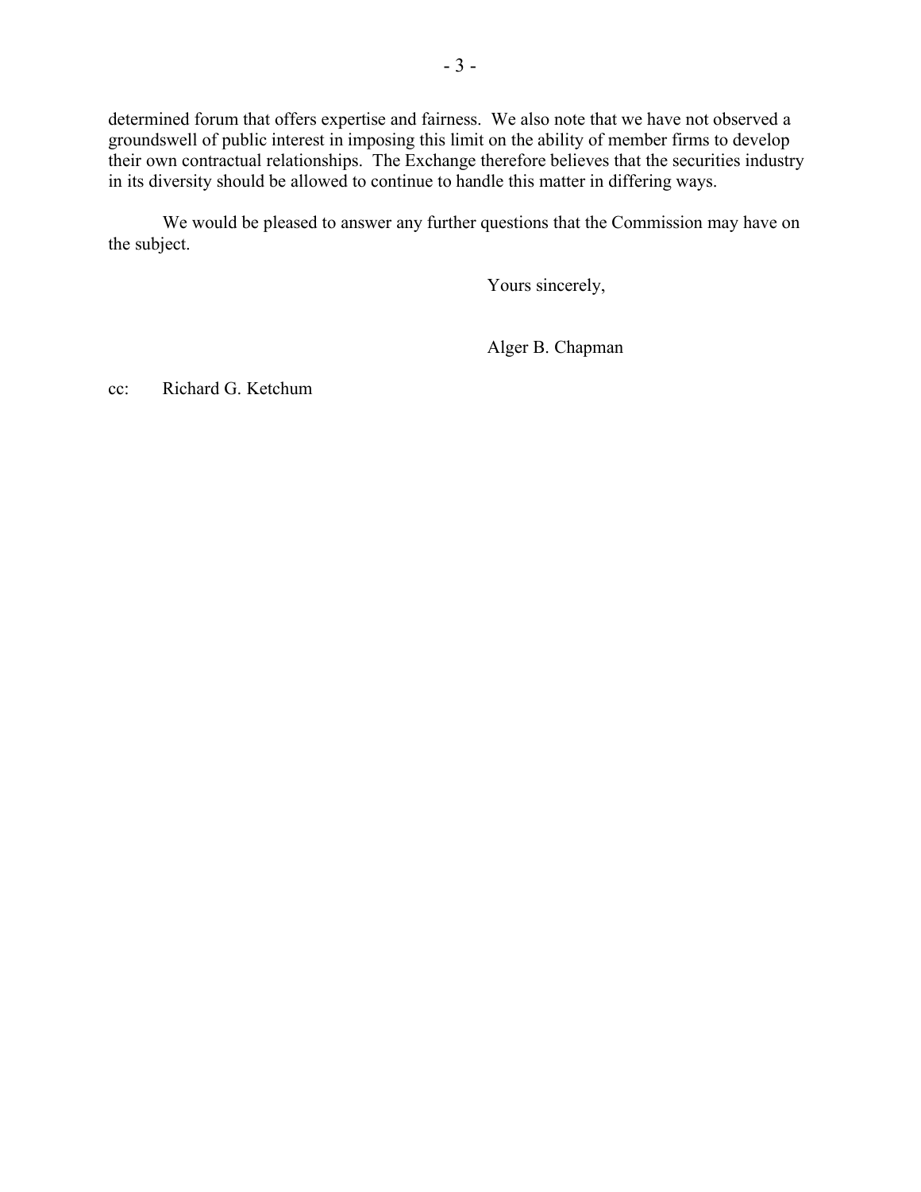determined forum that offers expertise and fairness. We also note that we have not observed a groundswell of public interest in imposing this limit on the ability of member firms to develop their own contractual relationships. The Exchange therefore believes that the securities industry in its diversity should be allowed to continue to handle this matter in differing ways.

We would be pleased to answer any further questions that the Commission may have on the subject.

Yours sincerely,

Alger B. Chapman

cc: Richard G. Ketchum